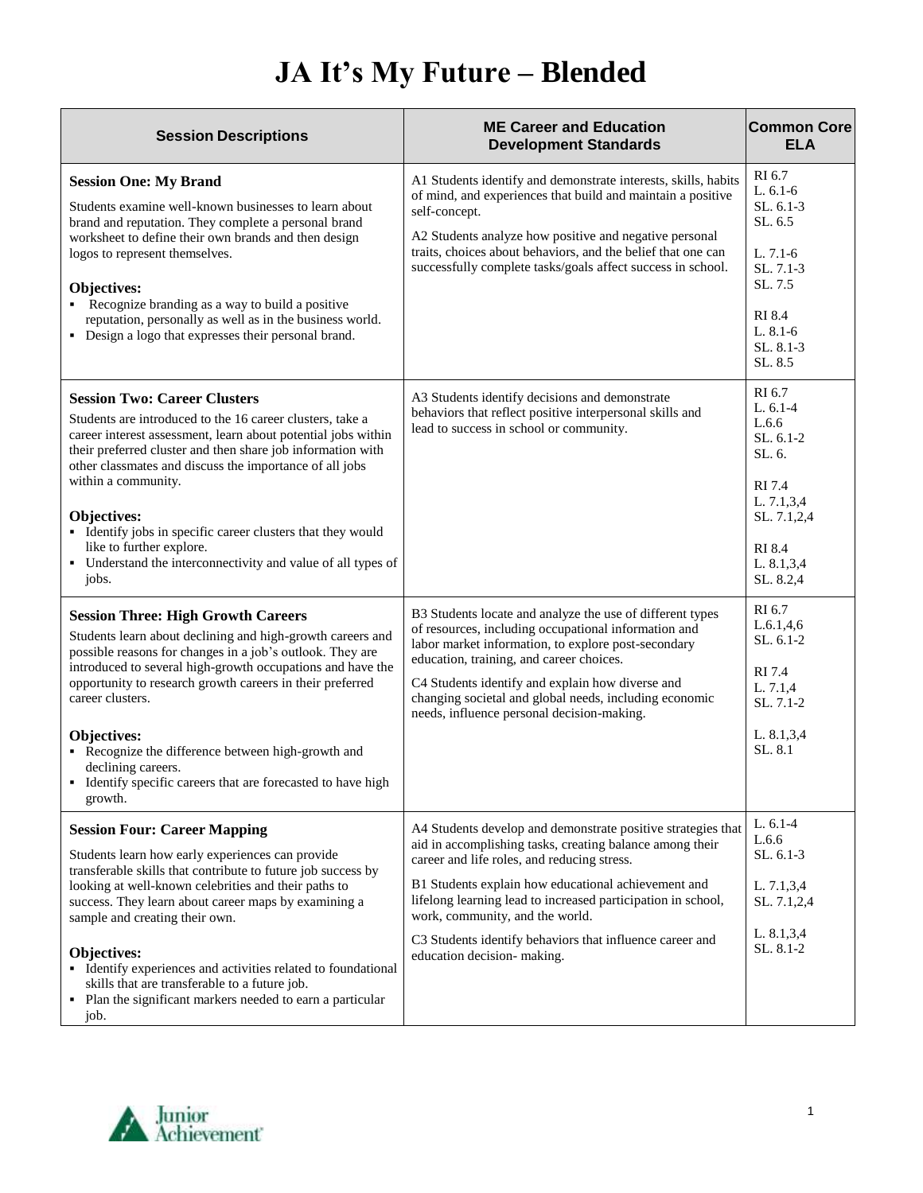# JA It's My Future – Blended

| Session Descriptions | ME Career and Education Development Standards | Common Core ELA |
|---|---|---|
| **Session One: My Brand**<br>Students examine well-known businesses to learn about brand and reputation. They complete a personal brand worksheet to define their own brands and then design logos to represent themselves.<br><br>**Objectives:**<br>▪ Recognize branding as a way to build a positive reputation, personally as well as in the business world.<br>▪ Design a logo that expresses their personal brand. | A1 Students identify and demonstrate interests, skills, habits of mind, and experiences that build and maintain a positive self-concept.<br><br>A2 Students analyze how positive and negative personal traits, choices about behaviors, and the belief that one can successfully complete tasks/goals affect success in school. | RI 6.7<br>L. 6.1-6<br>SL. 6.1-3<br>SL. 6.5<br><br>L. 7.1-6<br>SL. 7.1-3<br>SL. 7.5<br><br>RI 8.4<br>L. 8.1-6<br>SL. 8.1-3<br>SL. 8.5 |
| **Session Two: Career Clusters**<br>Students are introduced to the 16 career clusters, take a career interest assessment, learn about potential jobs within their preferred cluster and then share job information with other classmates and discuss the importance of all jobs within a community.<br><br>**Objectives:**<br>▪ Identify jobs in specific career clusters that they would like to further explore.<br>▪ Understand the interconnectivity and value of all types of jobs. | A3 Students identify decisions and demonstrate behaviors that reflect positive interpersonal skills and lead to success in school or community. | RI 6.7<br>L. 6.1-4<br>L.6.6<br>SL. 6.1-2<br>SL. 6.<br><br>RI 7.4<br>L. 7.1,3,4<br>SL. 7.1,2,4<br><br>RI 8.4<br>L. 8.1,3,4<br>SL. 8.2,4 |
| **Session Three: High Growth Careers**<br>Students learn about declining and high-growth careers and possible reasons for changes in a job's outlook. They are introduced to several high-growth occupations and have the opportunity to research growth careers in their preferred career clusters.<br><br>**Objectives:**<br>▪ Recognize the difference between high-growth and declining careers.<br>▪ Identify specific careers that are forecasted to have high growth. | B3 Students locate and analyze the use of different types of resources, including occupational information and labor market information, to explore post-secondary education, training, and career choices.<br><br>C4 Students identify and explain how diverse and changing societal and global needs, including economic needs, influence personal decision-making. | RI 6.7<br>L.6.1,4,6<br>SL. 6.1-2<br><br>RI 7.4<br>L. 7.1,4<br>SL. 7.1-2<br><br>L. 8.1,3,4<br>SL. 8.1 |
| **Session Four: Career Mapping**<br>Students learn how early experiences can provide transferable skills that contribute to future job success by looking at well-known celebrities and their paths to success. They learn about career maps by examining a sample and creating their own.<br><br>**Objectives:**<br>▪ Identify experiences and activities related to foundational skills that are transferable to a future job.<br>▪ Plan the significant markers needed to earn a particular job. | A4 Students develop and demonstrate positive strategies that aid in accomplishing tasks, creating balance among their career and life roles, and reducing stress.<br><br>B1 Students explain how educational achievement and lifelong learning lead to increased participation in school, work, community, and the world.<br><br>C3 Students identify behaviors that influence career and education decision- making. | L. 6.1-4<br>L.6.6<br>SL. 6.1-3<br><br>L. 7.1,3,4<br>SL. 7.1,2,4<br><br>L. 8.1,3,4<br>SL. 8.1-2 |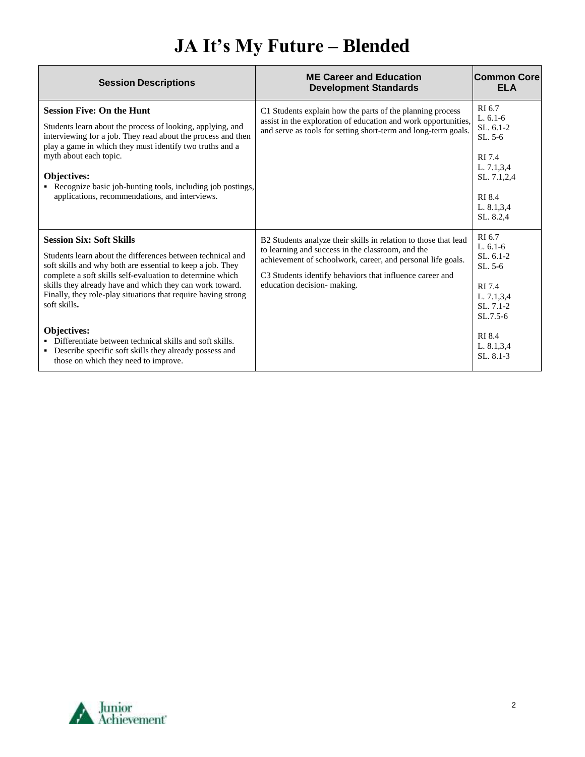# JA It's My Future – Blended

| Session Descriptions | ME Career and Education Development Standards | Common Core ELA |
| --- | --- | --- |
| **Session Five: On the Hunt**<br><br>Students learn about the process of looking, applying, and interviewing for a job. They read about the process and then play a game in which they must identify two truths and a myth about each topic.<br><br>**Objectives:**<br>▪ Recognize basic job-hunting tools, including job postings, applications, recommendations, and interviews. | C1 Students explain how the parts of the planning process assist in the exploration of education and work opportunities, and serve as tools for setting short-term and long-term goals. | RI 6.7<br>L. 6.1-6<br>SL. 6.1-2<br>SL. 5-6<br><br>RI 7.4<br>L. 7.1,3,4<br>SL. 7.1,2,4<br><br>RI 8.4<br>L. 8.1,3,4<br>SL. 8.2,4 |
| **Session Six: Soft Skills**<br><br>Students learn about the differences between technical and soft skills and why both are essential to keep a job. They complete a soft skills self-evaluation to determine which skills they already have and which they can work toward. Finally, they role-play situations that require having strong soft skills.<br><br>**Objectives:**<br>▪ Differentiate between technical skills and soft skills.<br>▪ Describe specific soft skills they already possess and those on which they need to improve. | B2 Students analyze their skills in relation to those that lead to learning and success in the classroom, and the achievement of schoolwork, career, and personal life goals.<br><br>C3 Students identify behaviors that influence career and education decision- making. | RI 6.7<br>L. 6.1-6<br>SL. 6.1-2<br>SL. 5-6<br><br>RI 7.4<br>L. 7.1,3,4<br>SL. 7.1-2<br>SL.7.5-6<br><br>RI 8.4<br>L. 8.1,3,4<br>SL. 8.1-3 |